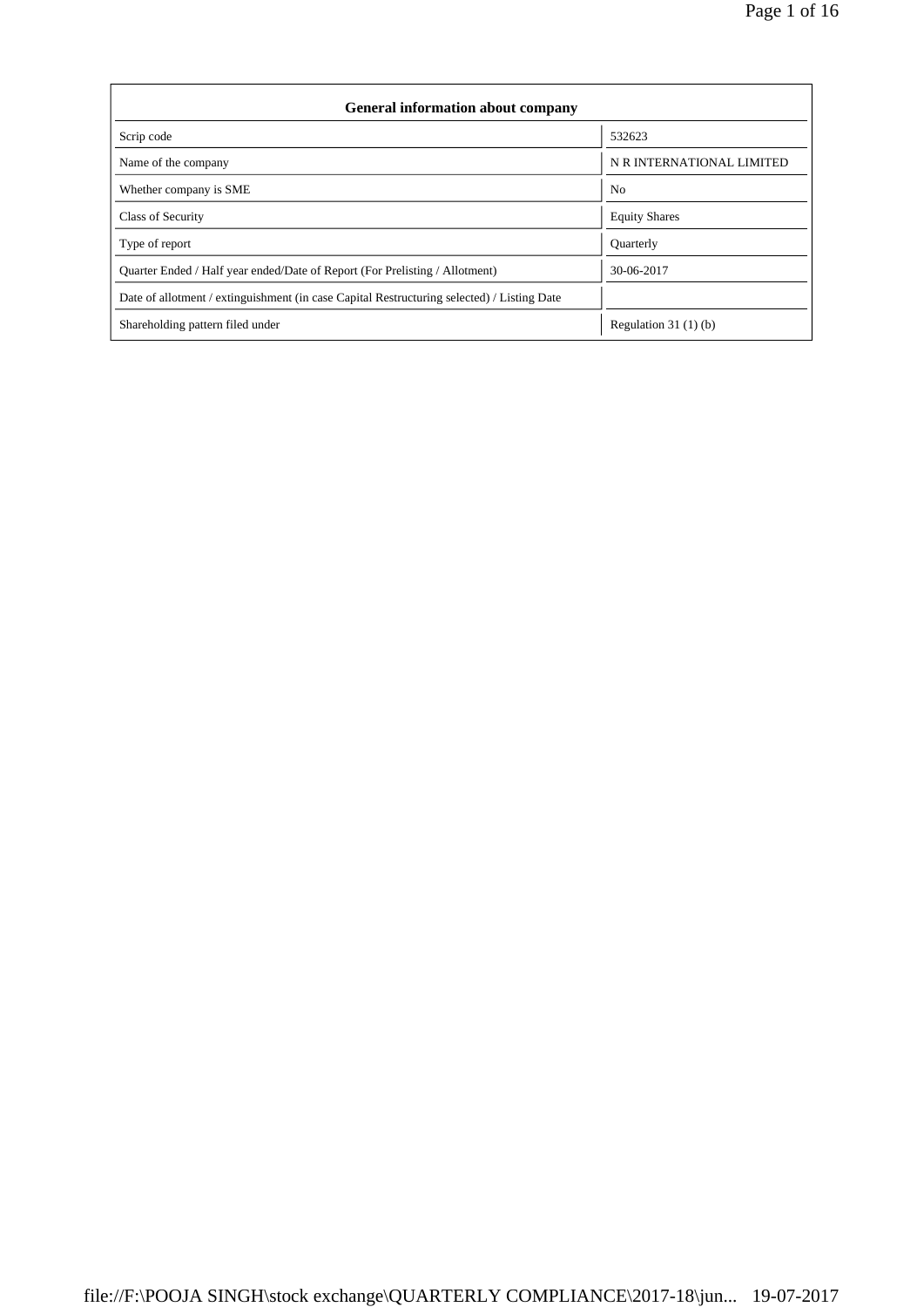| General information about company | |
|---|---|
| Scrip code | 532623 |
| Name of the company | N R INTERNATIONAL LIMITED |
| Whether company is SME | No |
| Class of Security | Equity Shares |
| Type of report | Quarterly |
| Quarter Ended / Half year ended/Date of Report (For Prelisting / Allotment) | 30-06-2017 |
| Date of allotment / extinguishment (in case Capital Restructuring selected) / Listing Date | |
| Shareholding pattern filed under | Regulation 31 (1) (b) |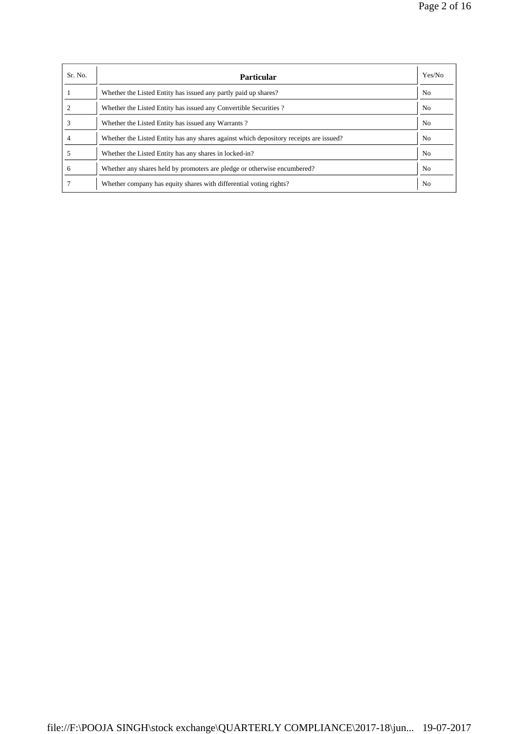| Sr. No. | Particular | Yes/No |
|---|---|---|
| 1 | Whether the Listed Entity has issued any partly paid up shares? | No |
| 2 | Whether the Listed Entity has issued any Convertible Securities ? | No |
| 3 | Whether the Listed Entity has issued any Warrants ? | No |
| 4 | Whether the Listed Entity has any shares against which depository receipts are issued? | No |
| 5 | Whether the Listed Entity has any shares in locked-in? | No |
| 6 | Whether any shares held by promoters are pledge or otherwise encumbered? | No |
| 7 | Whether company has equity shares with differential voting rights? | No |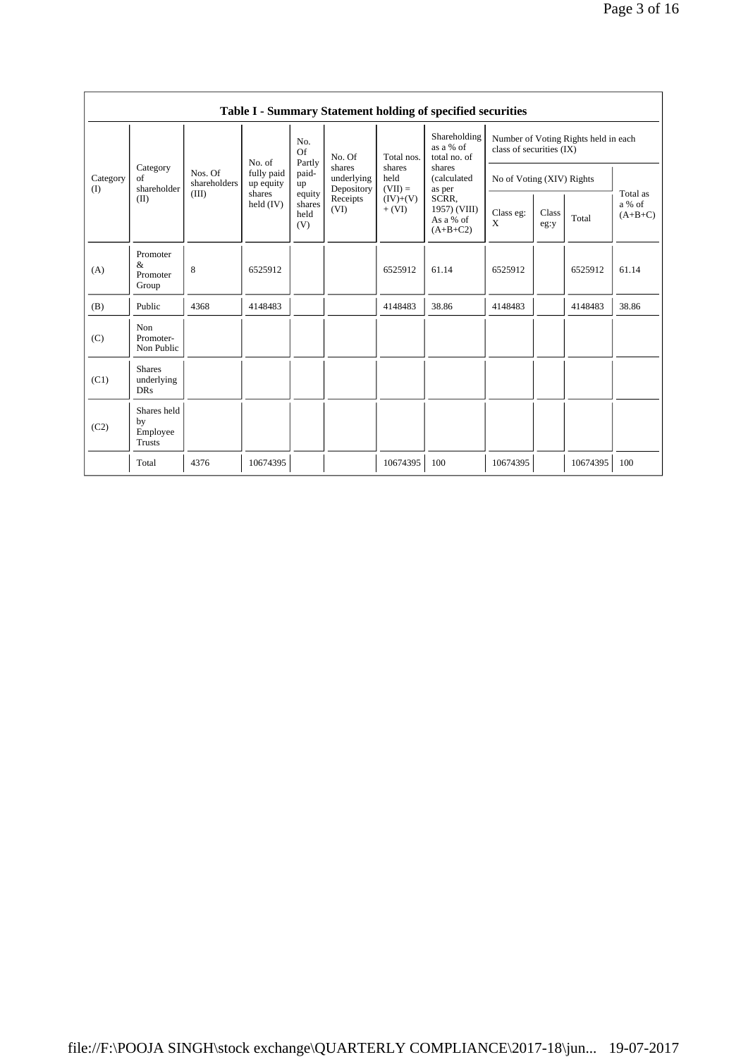## Table I - Summary Statement holding of specified securities

| Category (I) | Category of shareholder (II) | Nos. Of shareholders (III) | No. of fully paid up equity shares held (IV) | No. Of Partly paid-up equity shares held (V) | No. Of shares underlying Depository Receipts (VI) | Total nos. shares held (VII) = (IV)+(V)+ (VI) | Shareholding as a % of total no. of shares (calculated as per SCRR, 1957) (VIII) As a % of (A+B+C2) | Number of Voting Rights held in each class of securities (IX) | | | |
|---|---|---|---|---|---|---|---|---|---|---|---|
| | | | | | | | | No of Voting (XIV) Rights | | | Total as a % of (A+B+C) |
| | | | | | | | | Class eg: X | Class eg:y | Total | |
| (A) | Promoter & Promoter Group | 8 | 6525912 | | | 6525912 | 61.14 | 6525912 | | 6525912 | 61.14 |
| (B) | Public | 4368 | 4148483 | | | 4148483 | 38.86 | 4148483 | | 4148483 | 38.86 |
| (C) | Non Promoter- Non Public | | | | | | | | | | |
| (C1) | Shares underlying DRs | | | | | | | | | | |
| (C2) | Shares held by Employee Trusts | | | | | | | | | | |
| | Total | 4376 | 10674395 | | | 10674395 | 100 | 10674395 | | 10674395 | 100 |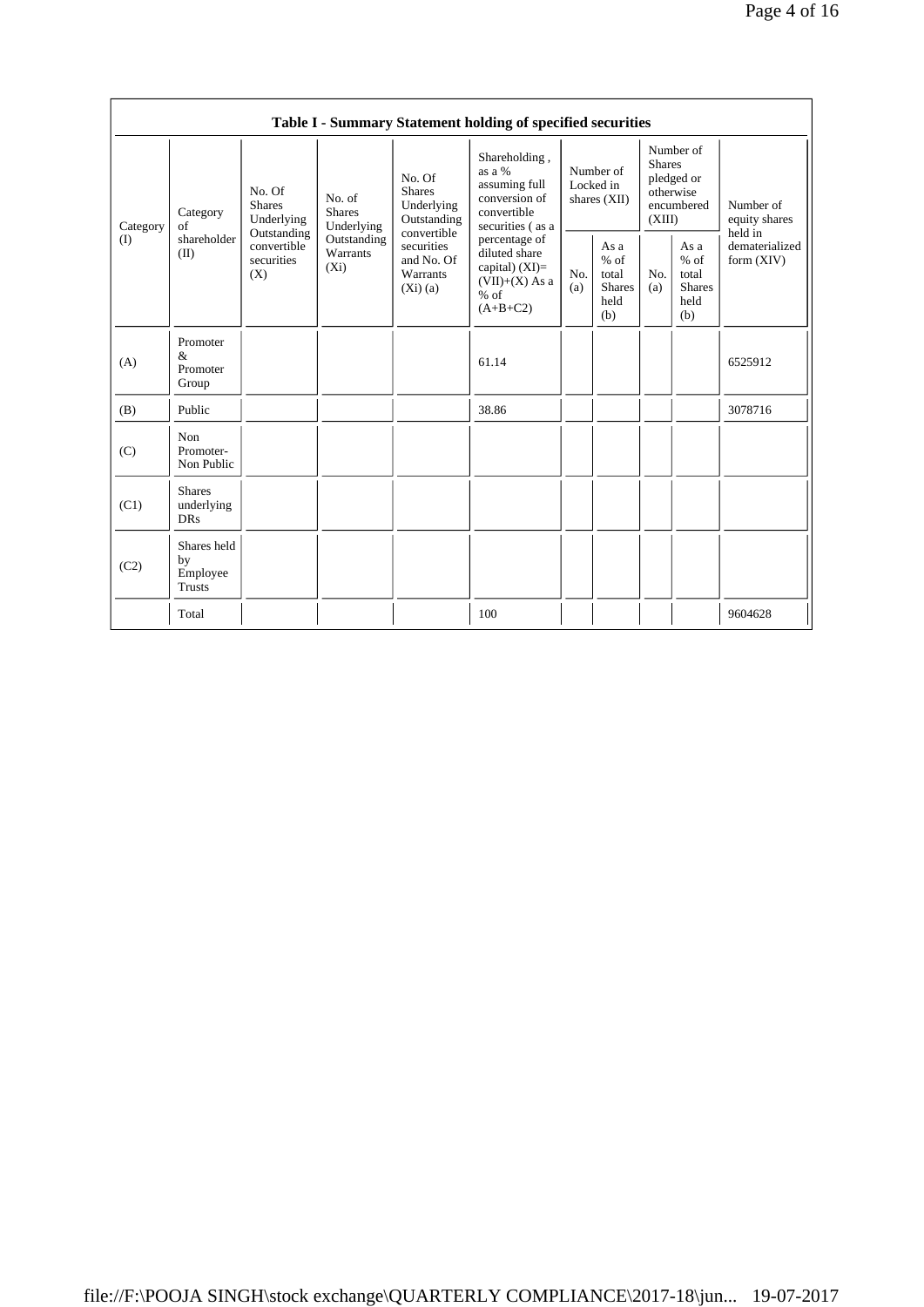| Table I - Summary Statement holding of specified securities | | | | | | | | | | | |
|---|---|---|---|---|---|---|---|---|---|---|---|
| Category (I) | Category of shareholder (II) | No. Of Shares Underlying Outstanding convertible securities (X) | No. of Shares Underlying Outstanding Warrants (Xi) | No. Of Shares Underlying Outstanding convertible securities and No. Of Warrants (Xi) (a) | Shareholding , as a % assuming full conversion of convertible securities ( as a percentage of diluted share capital) (XI)= (VII)+(X) As a % of (A+B+C2) | Number of Locked in shares (XII) | | Number of Shares pledged or otherwise encumbered (XIII) | | Number of equity shares held in dematerialized form (XIV) |
| | | | | | | No. (a) | As a % of total Shares held (b) | No. (a) | As a % of total Shares held (b) | |
| (A) | Promoter & Promoter Group | | | | 61.14 | | | | | 6525912 |
| (B) | Public | | | | 38.86 | | | | | 3078716 |
| (C) | Non Promoter- Non Public | | | | | | | | | |
| (C1) | Shares underlying DRs | | | | | | | | | |
| (C2) | Shares held by Employee Trusts | | | | | | | | | |
| | Total | | | | 100 | | | | | 9604628 |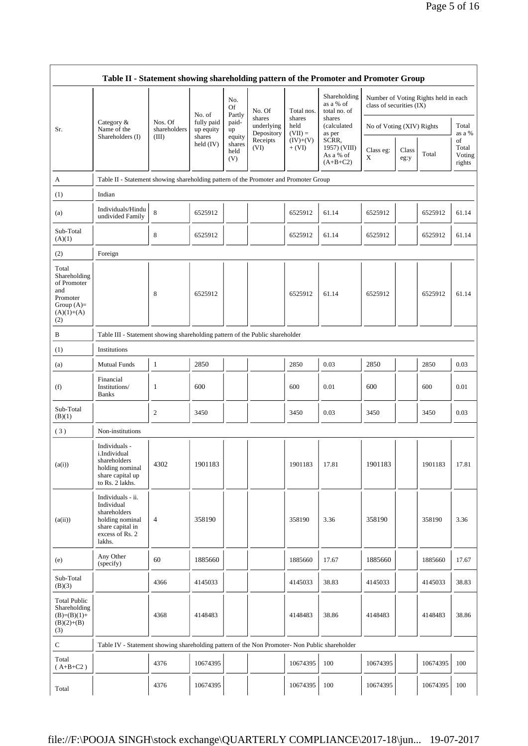| Table II - Statement showing shareholding pattern of the Promoter and Promoter Group | | | | | | | | | | | | |
|---|---|---|---|---|---|---|---|---|---|---|---|---|
| Sr. | Category & Name of the Shareholders (I) | Nos. Of shareholders (III) | No. of fully paid up equity shares held (IV) | No. Of Partly paid-up equity shares held (V) | No. Of shares underlying Depository Receipts (VI) | Total nos. shares held (VII) = (IV)+(V)+ (VI) | Shareholding as a % of total no. of shares (calculated as per SCRR, 1957) (VIII) As a % of (A+B+C2) | Number of Voting Rights held in each class of securities (IX) | | | |
| | | | | | | | | No of Voting (XIV) Rights | | | Total as a % of Total Voting rights |
| | | | | | | | | Class eg: X | Class eg:y | Total | |
| A | Table II - Statement showing shareholding pattern of the Promoter and Promoter Group | | | | | | | | | | |
| (1) | Indian | | | | | | | | | | |
| (a) | Individuals/Hindu undivided Family | 8 | 6525912 | | | 6525912 | 61.14 | 6525912 | | 6525912 | 61.14 |
| Sub-Total (A)(1) | | 8 | 6525912 | | | 6525912 | 61.14 | 6525912 | | 6525912 | 61.14 |
| (2) | Foreign | | | | | | | | | | |
| Total Shareholding of Promoter and Promoter Group (A)=(A)(1)+(A)(2) | | 8 | 6525912 | | | 6525912 | 61.14 | 6525912 | | 6525912 | 61.14 |
| B | Table III - Statement showing shareholding pattern of the Public shareholder | | | | | | | | | | |
| (1) | Institutions | | | | | | | | | | |
| (a) | Mutual Funds | 1 | 2850 | | | 2850 | 0.03 | 2850 | | 2850 | 0.03 |
| (f) | Financial Institutions/ Banks | 1 | 600 | | | 600 | 0.01 | 600 | | 600 | 0.01 |
| Sub-Total (B)(1) | | 2 | 3450 | | | 3450 | 0.03 | 3450 | | 3450 | 0.03 |
| (3) | Non-institutions | | | | | | | | | | |
| (a(i)) | Individuals - i.Individual shareholders holding nominal share capital up to Rs. 2 lakhs. | 4302 | 1901183 | | | 1901183 | 17.81 | 1901183 | | 1901183 | 17.81 |
| (a(ii)) | Individuals - ii. Individual shareholders holding nominal share capital in excess of Rs. 2 lakhs. | 4 | 358190 | | | 358190 | 3.36 | 358190 | | 358190 | 3.36 |
| (e) | Any Other (specify) | 60 | 1885660 | | | 1885660 | 17.67 | 1885660 | | 1885660 | 17.67 |
| Sub-Total (B)(3) | | 4366 | 4145033 | | | 4145033 | 38.83 | 4145033 | | 4145033 | 38.83 |
| Total Public Shareholding (B)=(B)(1)+(B)(2)+(B)(3) | | 4368 | 4148483 | | | 4148483 | 38.86 | 4148483 | | 4148483 | 38.86 |
| C | Table IV - Statement showing shareholding pattern of the Non Promoter- Non Public shareholder | | | | | | | | | | |
| Total ( A+B+C2 ) | | 4376 | 10674395 | | | 10674395 | 100 | 10674395 | | 10674395 | 100 |
| Total | | 4376 | 10674395 | | | 10674395 | 100 | 10674395 | | 10674395 | 100 |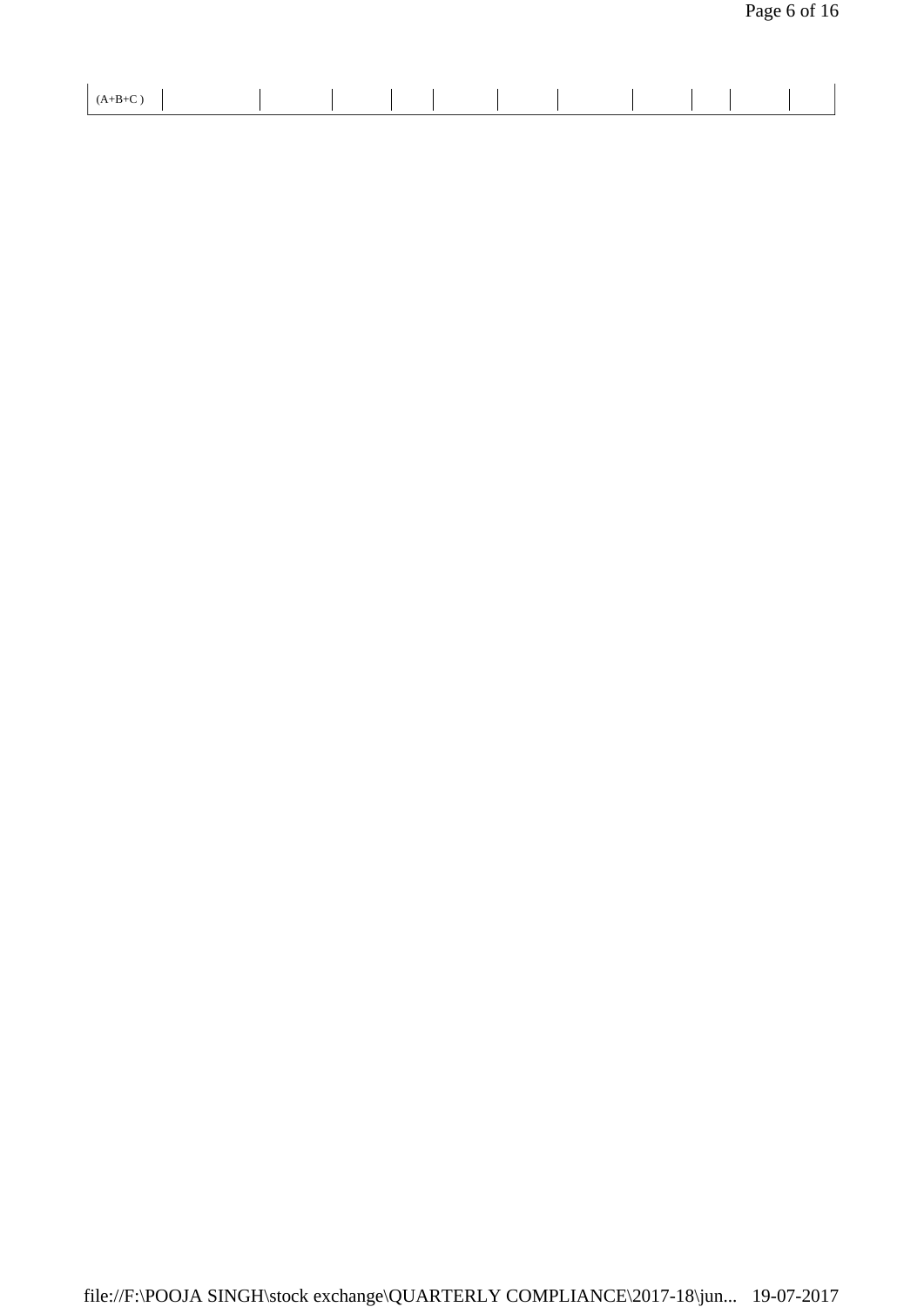| (A+B+C ) | | | | | | | | | | | |
|---|---|---|---|---|---|---|---|---|---|---|---|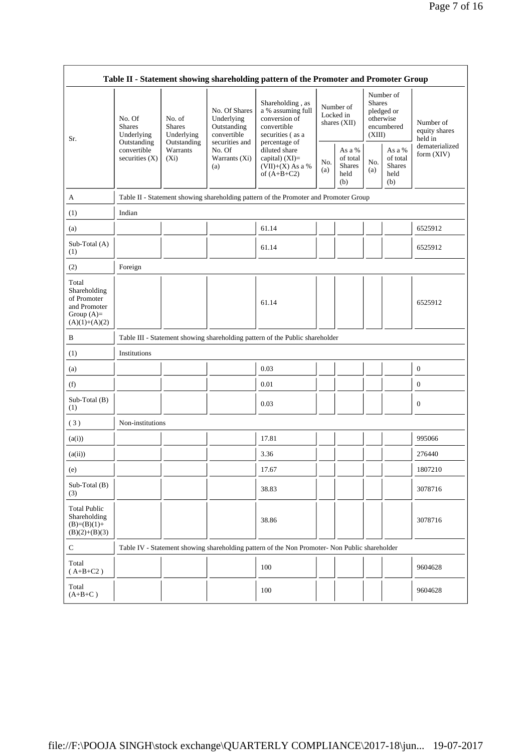| Table II - Statement showing shareholding pattern of the Promoter and Promoter Group | | | | | | | | | |
|---|---|---|---|---|---|---|---|---|---|
| Sr. | No. Of Shares Underlying Outstanding convertible securities (X) | No. of Shares Underlying Outstanding Warrants (Xi) | No. Of Shares Underlying Outstanding convertible securities and No. Of Warrants (Xi) (a) | Shareholding , as a % assuming full conversion of convertible securities ( as a percentage of diluted share capital) (XI)= (VII)+(X) As a % of (A+B+C2) | Number of Locked in shares (XII) | | Number of Shares pledged or otherwise encumbered (XIII) | | Number of equity shares held in dematerialized form (XIV) |
| | | | | | No. (a) | As a % of total Shares held (b) | No. (a) | As a % of total Shares held (b) | |
| A | Table II - Statement showing shareholding pattern of the Promoter and Promoter Group | | | | | | | | |
| (1) | Indian | | | | | | | | |
| (a) | | | | 61.14 | | | | | 6525912 |
| Sub-Total (A) (1) | | | | 61.14 | | | | | 6525912 |
| (2) | Foreign | | | | | | | | |
| Total Shareholding of Promoter and Promoter Group (A)= (A)(1)+(A)(2) | | | | 61.14 | | | | | 6525912 |
| B | Table III - Statement showing shareholding pattern of the Public shareholder | | | | | | | | |
| (1) | Institutions | | | | | | | | |
| (a) | | | | 0.03 | | | | | 0 |
| (f) | | | | 0.01 | | | | | 0 |
| Sub-Total (B) (1) | | | | 0.03 | | | | | 0 |
| ( 3 ) | Non-institutions | | | | | | | | |
| (a(i)) | | | | 17.81 | | | | | 995066 |
| (a(ii)) | | | | 3.36 | | | | | 276440 |
| (e) | | | | 17.67 | | | | | 1807210 |
| Sub-Total (B) (3) | | | | 38.83 | | | | | 3078716 |
| Total Public Shareholding (B)=(B)(1)+ (B)(2)+(B)(3) | | | | 38.86 | | | | | 3078716 |
| C | Table IV - Statement showing shareholding pattern of the Non Promoter- Non Public shareholder | | | | | | | | |
| Total ( A+B+C2 ) | | | | 100 | | | | | 9604628 |
| Total (A+B+C ) | | | | 100 | | | | | 9604628 |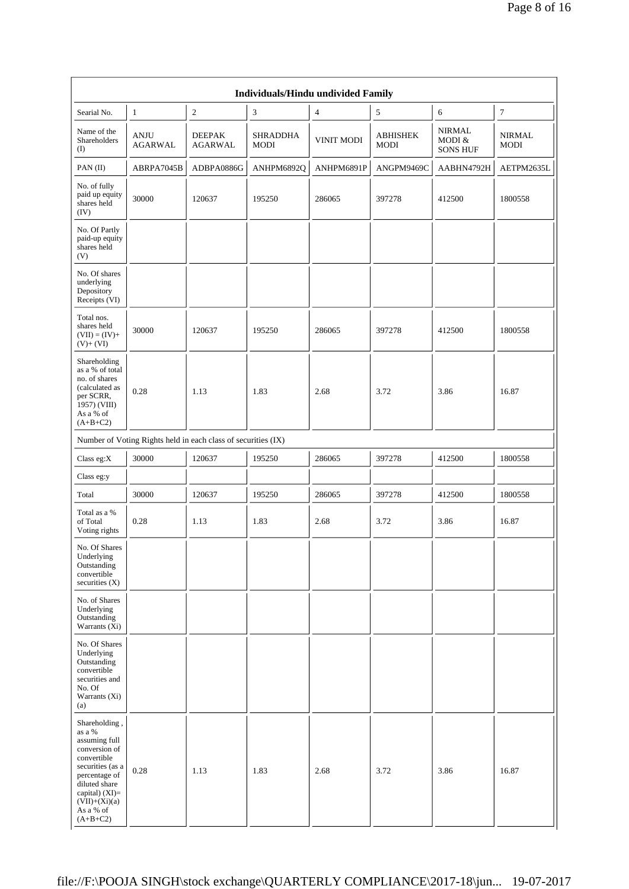| Individuals/Hindu undivided Family | | | | | | | |
|---|---|---|---|---|---|---|---|
| Searial No. | 1 | 2 | 3 | 4 | 5 | 6 | 7 |
| Name of the Shareholders (I) | ANJU AGARWAL | DEEPAK AGARWAL | SHRADDHA MODI | VINIT MODI | ABHISHEK MODI | NIRMAL MODI & SONS HUF | NIRMAL MODI |
| PAN (II) | ABRPA7045B | ADBPA0886G | ANHPM6892Q | ANHPM6891P | ANGPM9469C | AABHN4792H | AETPM2635L |
| No. of fully paid up equity shares held (IV) | 30000 | 120637 | 195250 | 286065 | 397278 | 412500 | 1800558 |
| No. Of Partly paid-up equity shares held (V) | | | | | | | |
| No. Of shares underlying Depository Receipts (VI) | | | | | | | |
| Total nos. shares held (VII) = (IV)+ (V)+ (VI) | 30000 | 120637 | 195250 | 286065 | 397278 | 412500 | 1800558 |
| Shareholding as a % of total no. of shares (calculated as per SCRR, 1957) (VIII) As a % of (A+B+C2) | 0.28 | 1.13 | 1.83 | 2.68 | 3.72 | 3.86 | 16.87 |
| Number of Voting Rights held in each class of securities (IX) | | | | | | | |
| Class eg:X | 30000 | 120637 | 195250 | 286065 | 397278 | 412500 | 1800558 |
| Class eg:y | | | | | | | |
| Total | 30000 | 120637 | 195250 | 286065 | 397278 | 412500 | 1800558 |
| Total as a % of Total Voting rights | 0.28 | 1.13 | 1.83 | 2.68 | 3.72 | 3.86 | 16.87 |
| No. Of Shares Underlying Outstanding convertible securities (X) | | | | | | | |
| No. of Shares Underlying Outstanding Warrants (Xi) | | | | | | | |
| No. Of Shares Underlying Outstanding convertible securities and No. Of Warrants (Xi) (a) | | | | | | | |
| Shareholding , as a % assuming full conversion of convertible securities (as a percentage of diluted share capital) (XI)= (VII)+(Xi)(a) As a % of (A+B+C2) | 0.28 | 1.13 | 1.83 | 2.68 | 3.72 | 3.86 | 16.87 |

file:///F:/POOJA SINGH/stock exchange/QUARTERLY COMPLIANCE/2017-18/jun... 19-07-2017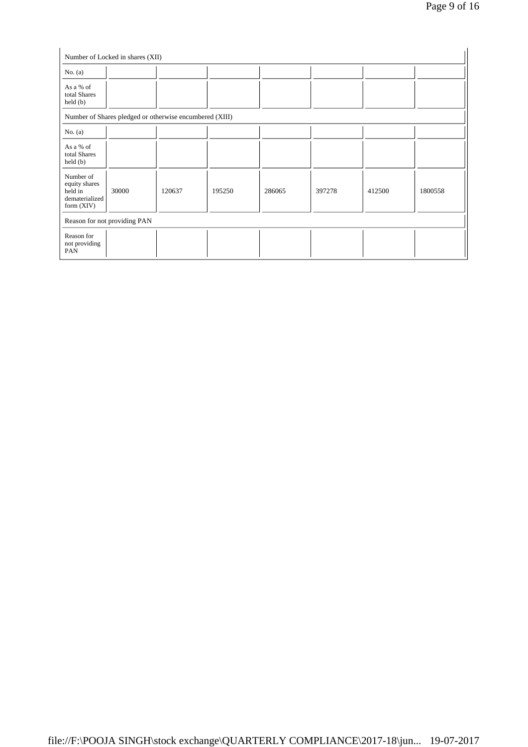| Number of Locked in shares (XII) | | | | | | | |
|---|---|---|---|---|---|---|---|
| No. (a) | | | | | | | |
| As a % of total Shares held (b) | | | | | | | |
| Number of Shares pledged or otherwise encumbered (XIII) | | | | | | | |
| No. (a) | | | | | | | |
| As a % of total Shares held (b) | | | | | | | |
| Number of equity shares held in dematerialized form (XIV) | 30000 | 120637 | 195250 | 286065 | 397278 | 412500 | 1800558 |
| Reason for not providing PAN | | | | | | | |
| Reason for not providing PAN | | | | | | | |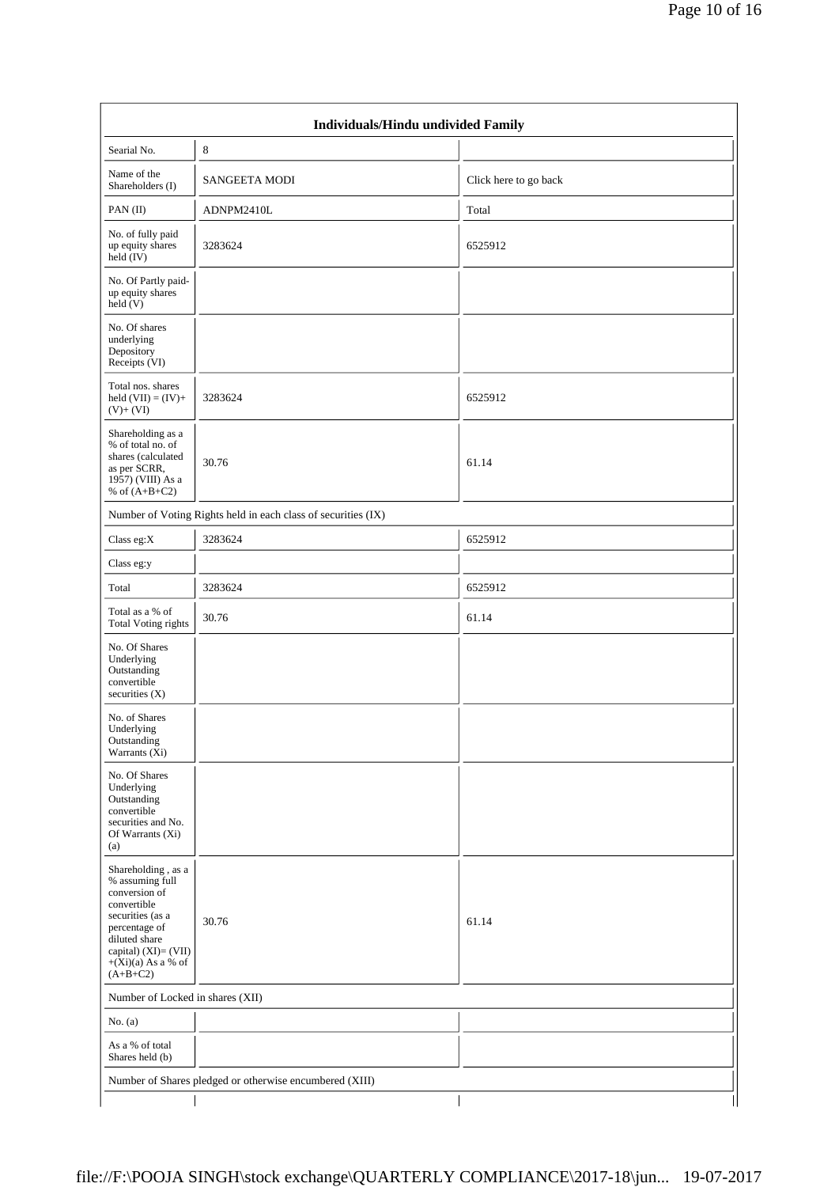| Individuals/Hindu undivided Family | | |
|---|---|---|
| Searial No. | 8 | |
| Name of the Shareholders (I) | SANGEETA MODI | Click here to go back |
| PAN (II) | ADNPM2410L | Total |
| No. of fully paid up equity shares held (IV) | 3283624 | 6525912 |
| No. Of Partly paid-up equity shares held (V) | | |
| No. Of shares underlying Depository Receipts (VI) | | |
| Total nos. shares held (VII) = (IV)+(V)+ (VI) | 3283624 | 6525912 |
| Shareholding as a % of total no. of shares (calculated as per SCRR, 1957) (VIII) As a % of (A+B+C2) | 30.76 | 61.14 |
| Number of Voting Rights held in each class of securities (IX) | | |
| Class eg:X | 3283624 | 6525912 |
| Class eg:y | | |
| Total | 3283624 | 6525912 |
| Total as a % of Total Voting rights | 30.76 | 61.14 |
| No. Of Shares Underlying Outstanding convertible securities (X) | | |
| No. of Shares Underlying Outstanding Warrants (Xi) | | |
| No. Of Shares Underlying Outstanding convertible securities and No. Of Warrants (Xi) (a) | | |
| Shareholding , as a % assuming full conversion of convertible securities (as a percentage of diluted share capital) (XI)= (VII)+(Xi)(a) As a % of (A+B+C2) | 30.76 | 61.14 |
| Number of Locked in shares (XII) | | |
| No. (a) | | |
| As a % of total Shares held (b) | | |
| Number of Shares pledged or otherwise encumbered (XIII) | | |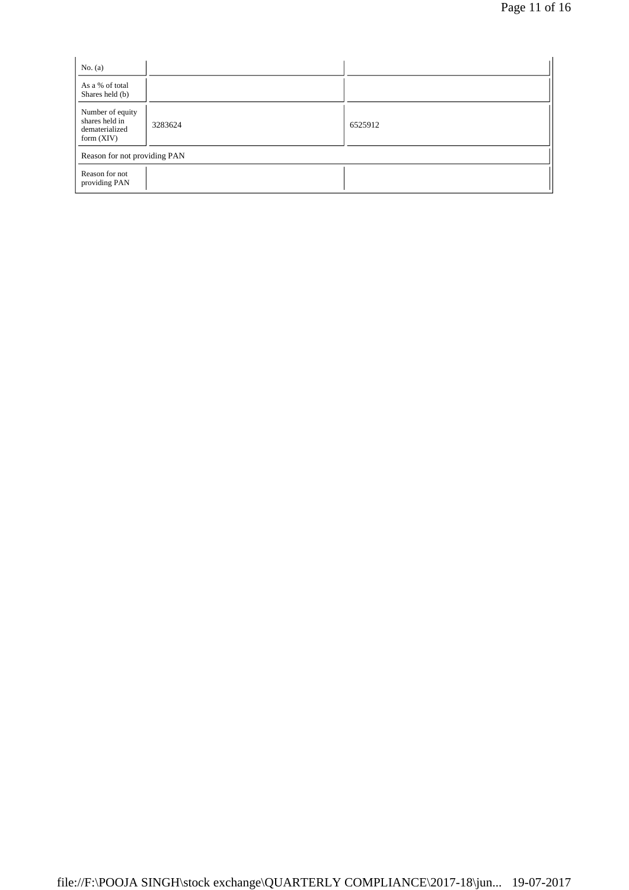| No. (a) | | |
|---|---|---|
| As a % of total Shares held (b) | | |
| Number of equity shares held in dematerialized form (XIV) | 3283624 | 6525912 |
| Reason for not providing PAN | | |
| Reason for not providing PAN | | |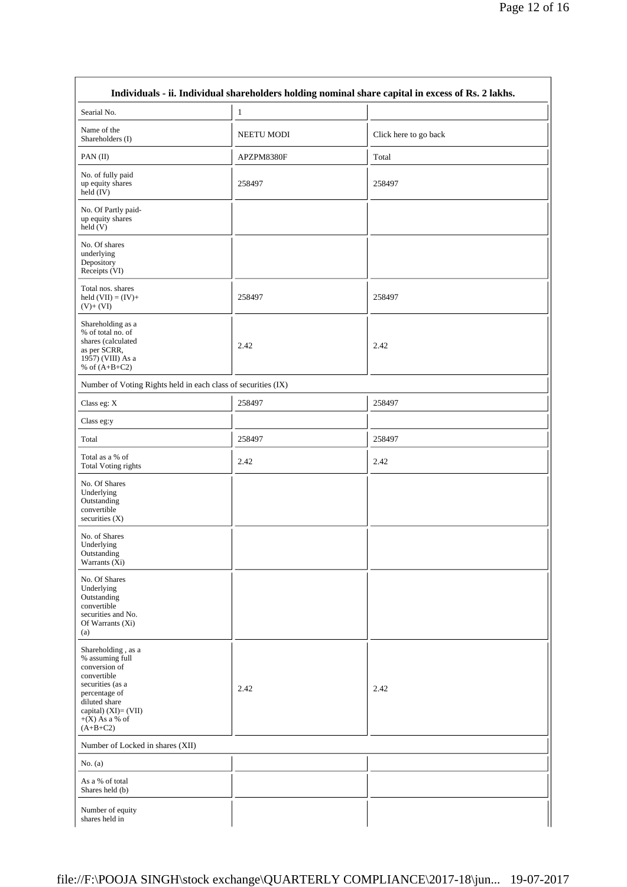| Individuals - ii. Individual shareholders holding nominal share capital in excess of Rs. 2 lakhs. | | |
|---|---|---|
| Searial No. | 1 | |
| Name of the Shareholders (I) | NEETU MODI | Click here to go back |
| PAN (II) | APZPM8380F | Total |
| No. of fully paid up equity shares held (IV) | 258497 | 258497 |
| No. Of Partly paid-up equity shares held (V) | | |
| No. Of shares underlying Depository Receipts (VI) | | |
| Total nos. shares held (VII) = (IV)+(V)+ (VI) | 258497 | 258497 |
| Shareholding as a % of total no. of shares (calculated as per SCRR, 1957) (VIII) As a % of (A+B+C2) | 2.42 | 2.42 |
| Number of Voting Rights held in each class of securities (IX) | | |
| Class eg: X | 258497 | 258497 |
| Class eg:y | | |
| Total | 258497 | 258497 |
| Total as a % of Total Voting rights | 2.42 | 2.42 |
| No. Of Shares Underlying Outstanding convertible securities (X) | | |
| No. of Shares Underlying Outstanding Warrants (Xi) | | |
| No. Of Shares Underlying Outstanding convertible securities and No. Of Warrants (Xi) (a) | | |
| Shareholding , as a % assuming full conversion of convertible securities (as a percentage of diluted share capital) (XI)= (VII)+(X) As a % of (A+B+C2) | 2.42 | 2.42 |
| Number of Locked in shares (XII) | | |
| No. (a) | | |
| As a % of total Shares held (b) | | |
| Number of equity shares held in | | |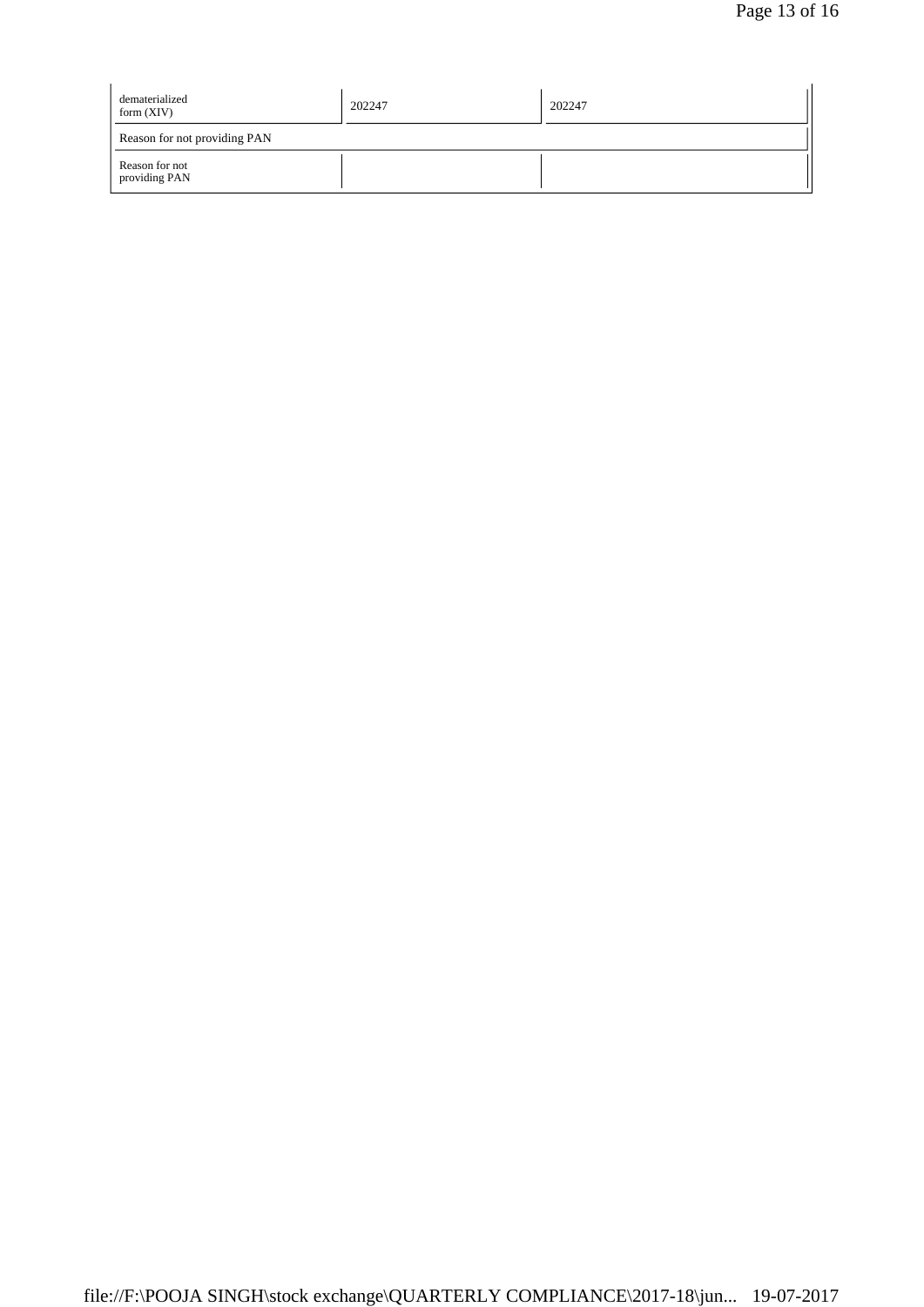| Number of equity shares held in dematerialized form (XIV) | 202247 | 202247 |
|---|---|---|
| Reason for not providing PAN | | |
| Reason for not providing PAN | | |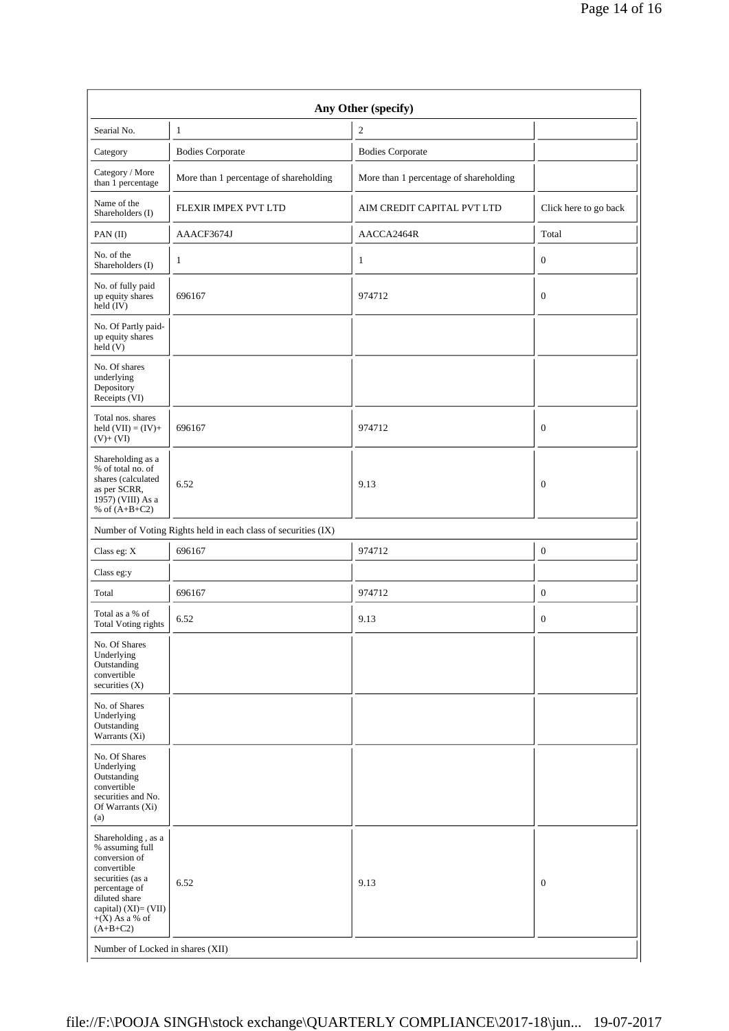| Any Other (specify) | | | |
|---|---|---|---|
| Searial No. | 1 | 2 | |
| Category | Bodies Corporate | Bodies Corporate | |
| Category / More than 1 percentage | More than 1 percentage of shareholding | More than 1 percentage of shareholding | |
| Name of the Shareholders (I) | FLEXIR IMPEX PVT LTD | AIM CREDIT CAPITAL PVT LTD | Click here to go back |
| PAN (II) | AAACF3674J | AACCA2464R | Total |
| No. of the Shareholders (I) | 1 | 1 | 0 |
| No. of fully paid up equity shares held (IV) | 696167 | 974712 | 0 |
| No. Of Partly paid-up equity shares held (V) | | | |
| No. Of shares underlying Depository Receipts (VI) | | | |
| Total nos. shares held (VII) = (IV)+ (V)+ (VI) | 696167 | 974712 | 0 |
| Shareholding as a % of total no. of shares (calculated as per SCRR, 1957) (VIII) As a % of (A+B+C2) | 6.52 | 9.13 | 0 |
| Number of Voting Rights held in each class of securities (IX) | | | |
| Class eg: X | 696167 | 974712 | 0 |
| Class eg:y | | | |
| Total | 696167 | 974712 | 0 |
| Total as a % of Total Voting rights | 6.52 | 9.13 | 0 |
| No. Of Shares Underlying Outstanding convertible securities (X) | | | |
| No. of Shares Underlying Outstanding Warrants (Xi) | | | |
| No. Of Shares Underlying Outstanding convertible securities and No. Of Warrants (Xi) (a) | | | |
| Shareholding , as a % assuming full conversion of convertible securities (as a percentage of diluted share capital) (XI)= (VII) +(X) As a % of (A+B+C2) | 6.52 | 9.13 | 0 |
| Number of Locked in shares (XII) | | | |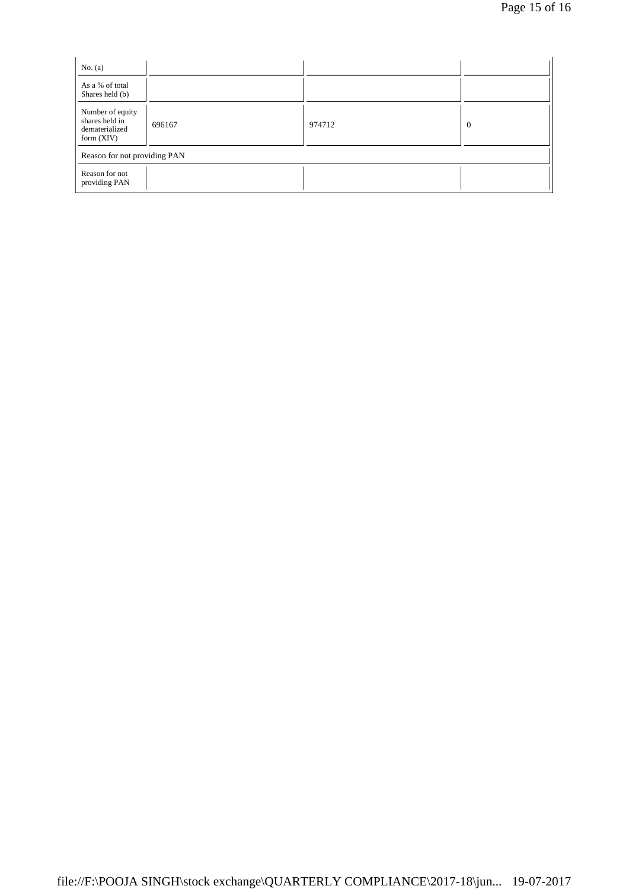| No. (a) | | | |
|---|---|---|---|
| As a % of total Shares held (b) | | | |
| Number of equity shares held in dematerialized form (XIV) | 696167 | 974712 | 0 |
| Reason for not providing PAN | | | |
| Reason for not providing PAN | | | |